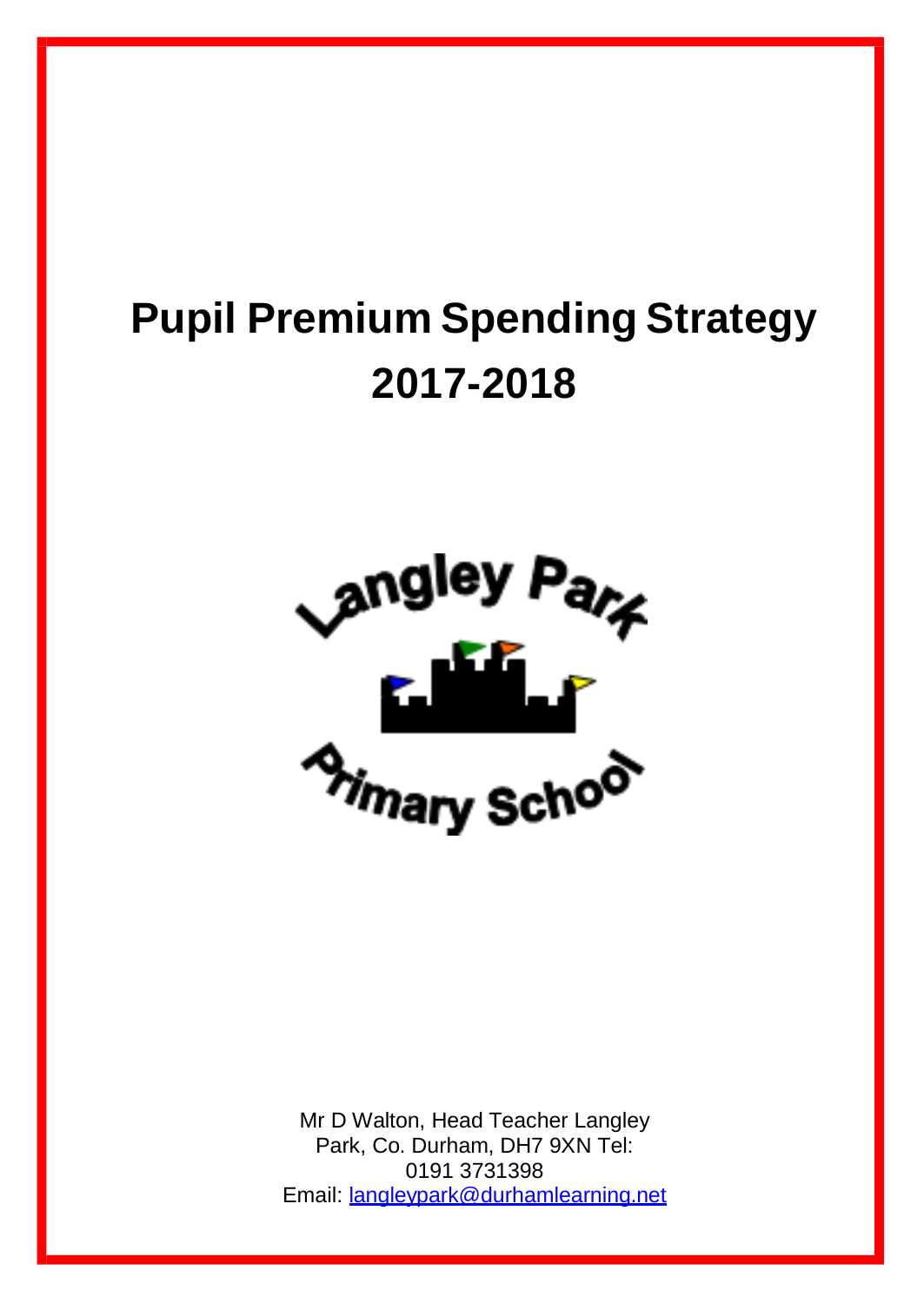# Pupil Premium Spending Strategy 2017-2018

Mr D Walton, Head Teacher Langley Park, Co. Durham, DH7 9XN Tel: 0191 3731398

Email: langleypark@durhamlearning.net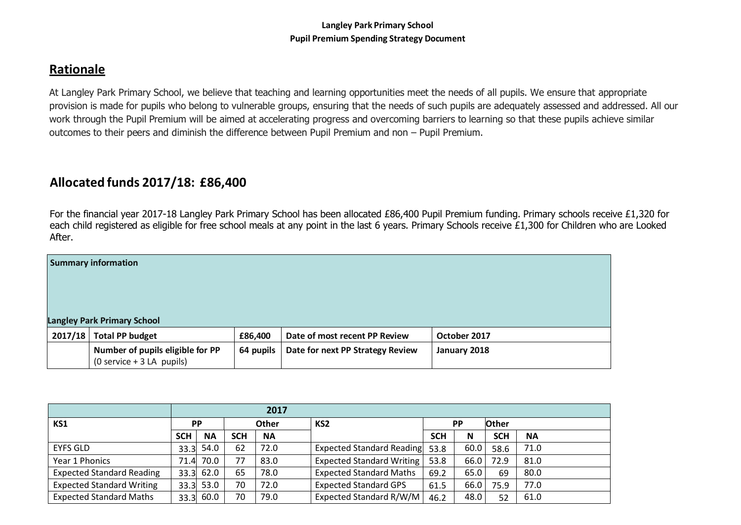**Langley Park Primary School**
**Pupil Premium Spending Strategy Document**

## Rationale

At Langley Park Primary School, we believe that teaching and learning opportunities meet the needs of all pupils. We ensure that appropriate provision is made for pupils who belong to vulnerable groups, ensuring that the needs of such pupils are adequately assessed and addressed. All our work through the Pupil Premium will be aimed at accelerating progress and overcoming barriers to learning so that these pupils achieve similar outcomes to their peers and diminish the difference between Pupil Premium and non – Pupil Premium.

## Allocated funds 2017/18: £86,400

For the financial year 2017-18 Langley Park Primary School has been allocated £86,400 Pupil Premium funding. Primary schools receive £1,320 for each child registered as eligible for free school meals at any point in the last 6 years. Primary Schools receive £1,300 for Children who are Looked After.

| **Summary information** | | | | |
|---|---|---|---|---|
| **Langley Park Primary School** | | | | |
| **2017/18** | **Total PP budget** | **£86,400** | **Date of most recent PP Review** | **October 2017** |
| | **Number of pupils eligible for PP** (0 service + 3 LA pupils) | **64 pupils** | **Date for next PP Strategy Review** | **January 2018** |

| | **2017** | | | | | | | | |
|---|---|---|---|---|---|---|---|---|---|
| **KS1** | **PP** | | **Other** | | **KS2** | **PP** | | **Other** | |
| | **SCH** | **NA** | **SCH** | **NA** | | **SCH** | **N** | **SCH** | **NA** |
| EYFS GLD | 33.3 | 54.0 | 62 | 72.0 | Expected Standard Reading | 53.8 | 60.0 | 58.6 | 71.0 |
| Year 1 Phonics | 71.4 | 70.0 | 77 | 83.0 | Expected Standard Writing | 53.8 | 66.0 | 72.9 | 81.0 |
| Expected Standard Reading | 33.3 | 62.0 | 65 | 78.0 | Expected Standard Maths | 69.2 | 65.0 | 69 | 80.0 |
| Expected Standard Writing | 33.3 | 53.0 | 70 | 72.0 | Expected Standard GPS | 61.5 | 66.0 | 75.9 | 77.0 |
| Expected Standard Maths | 33.3 | 60.0 | 70 | 79.0 | Expected Standard R/W/M | 46.2 | 48.0 | 52 | 61.0 |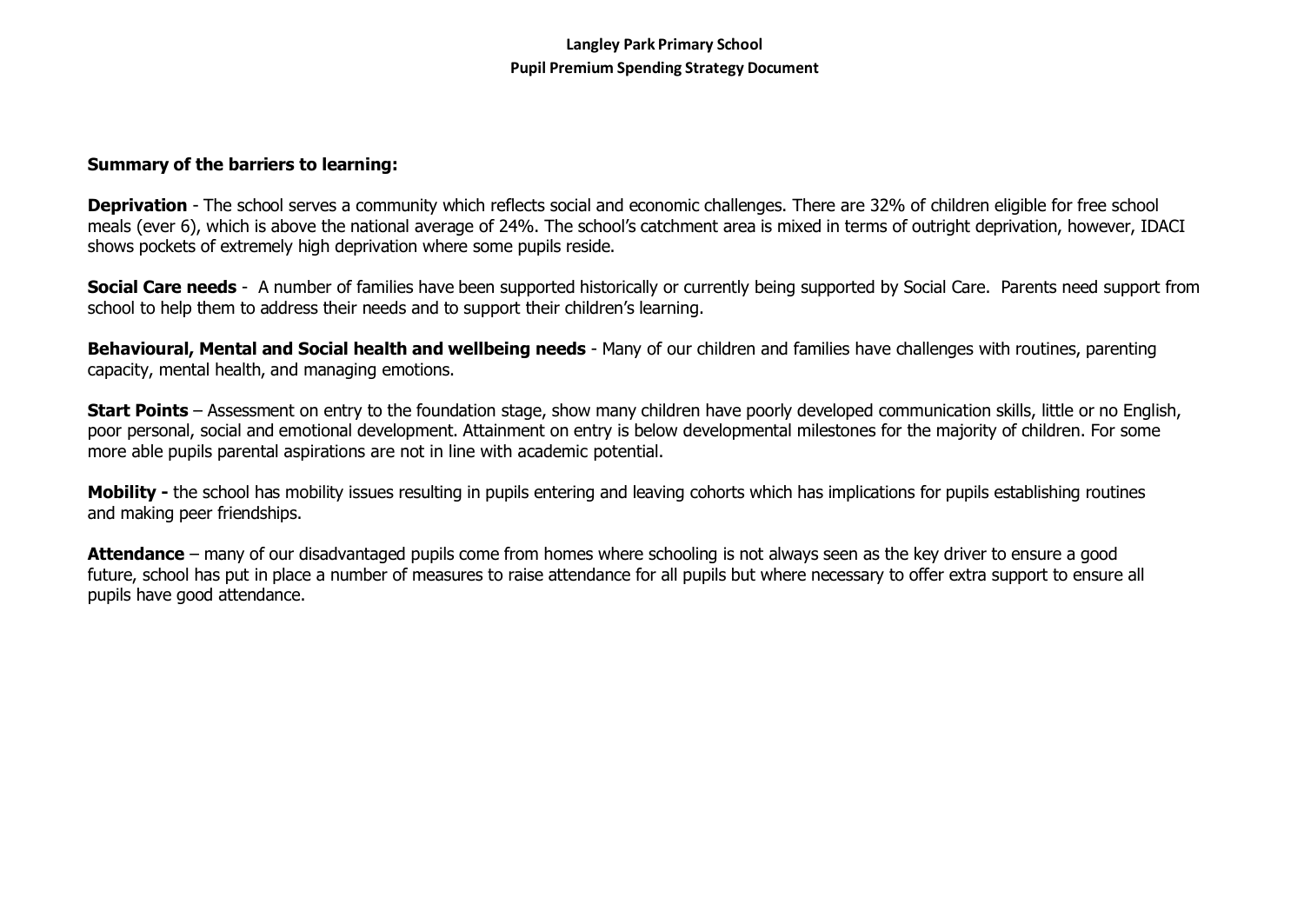**Langley Park Primary School**
**Pupil Premium Spending Strategy Document**

**Summary of the barriers to learning:**

**Deprivation** - The school serves a community which reflects social and economic challenges. There are 32% of children eligible for free school meals (ever 6), which is above the national average of 24%. The school's catchment area is mixed in terms of outright deprivation, however, IDACI shows pockets of extremely high deprivation where some pupils reside.

**Social Care needs** - A number of families have been supported historically or currently being supported by Social Care. Parents need support from school to help them to address their needs and to support their children's learning.

**Behavioural, Mental and Social health and wellbeing needs** - Many of our children and families have challenges with routines, parenting capacity, mental health, and managing emotions.

**Start Points** – Assessment on entry to the foundation stage, show many children have poorly developed communication skills, little or no English, poor personal, social and emotional development. Attainment on entry is below developmental milestones for the majority of children. For some more able pupils parental aspirations are not in line with academic potential.

**Mobility -** the school has mobility issues resulting in pupils entering and leaving cohorts which has implications for pupils establishing routines and making peer friendships.

**Attendance** – many of our disadvantaged pupils come from homes where schooling is not always seen as the key driver to ensure a good future, school has put in place a number of measures to raise attendance for all pupils but where necessary to offer extra support to ensure all pupils have good attendance.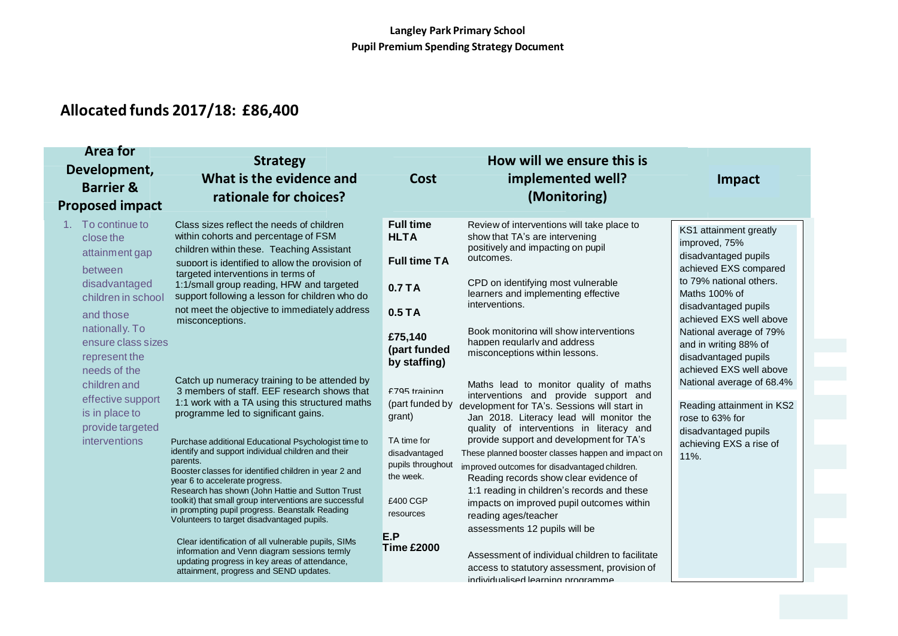**Langley Park Primary School**
**Pupil Premium Spending Strategy Document**

## Allocated funds 2017/18: £86,400

| Area for Development, Barrier & Proposed impact | Strategy What is the evidence and rationale for choices? | Cost | How will we ensure this is implemented well? (Monitoring) | Impact |
|---|---|---|---|---|
| 1. To continue to close the attainment gap between disadvantaged children in school and those nationally. To ensure class sizes represent the needs of the children and effective support is in place to provide targeted interventions | Class sizes reflect the needs of children within cohorts and percentage of FSM children within these. Teaching Assistant support is identified to allow the provision of targeted interventions in terms of 1:1/small group reading, HFW and targeted support following a lesson for children who do not meet the objective to immediately address misconceptions.<br><br>Catch up numeracy training to be attended by 3 members of staff. EEF research shows that 1:1 work with a TA using this structured maths programme led to significant gains.<br><br>Purchase additional Educational Psychologist time to identify and support individual children and their parents.<br>Booster classes for identified children in year 2 and year 6 to accelerate progress.<br>Research has shown (John Hattie and Sutton Trust toolkit) that small group interventions are successful in prompting pupil progress. Beanstalk Reading Volunteers to target disadvantaged pupils.<br><br>Clear identification of all vulnerable pupils, SIMs information and Venn diagram sessions termly updating progress in key areas of attendance, attainment, progress and SEND updates. | **Full time HLTA**<br><br>**Full time TA**<br><br>**0.7 TA**<br><br>**0.5 TA**<br><br>**£75,140 (part funded by staffing)**<br><br>£795 training (part funded by grant)<br><br>TA time for disadvantaged pupils throughout the week.<br><br>£400 CGP resources<br><br>**E.P Time £2000** | Review of interventions will take place to show that TA's are intervening positively and impacting on pupil outcomes.<br><br>CPD on identifying most vulnerable learners and implementing effective interventions.<br><br>Book monitoring will show interventions happen regularly and address misconceptions within lessons.<br><br>Maths lead to monitor quality of maths interventions and provide support and development for TA's. Sessions will start in Jan 2018. Literacy lead will monitor the quality of interventions in literacy and provide support and development for TA's<br>These planned booster classes happen and impact on improved outcomes for disadvantaged children.<br>Reading records show clear evidence of 1:1 reading in children's records and these impacts on improved pupil outcomes within reading ages/teacher assessments 12 pupils will be<br><br>Assessment of individual children to facilitate access to statutory assessment, provision of individualised learning programme | KS1 attainment greatly improved, 75% disadvantaged pupils achieved EXS compared to 79% national others. Maths 100% of disadvantaged pupils achieved EXS well above National average of 79% and in writing 88% of disadvantaged pupils achieved EXS well above National average of 68.4%<br><br>Reading attainment in KS2 rose to 63% for disadvantaged pupils achieving EXS a rise of 11%. |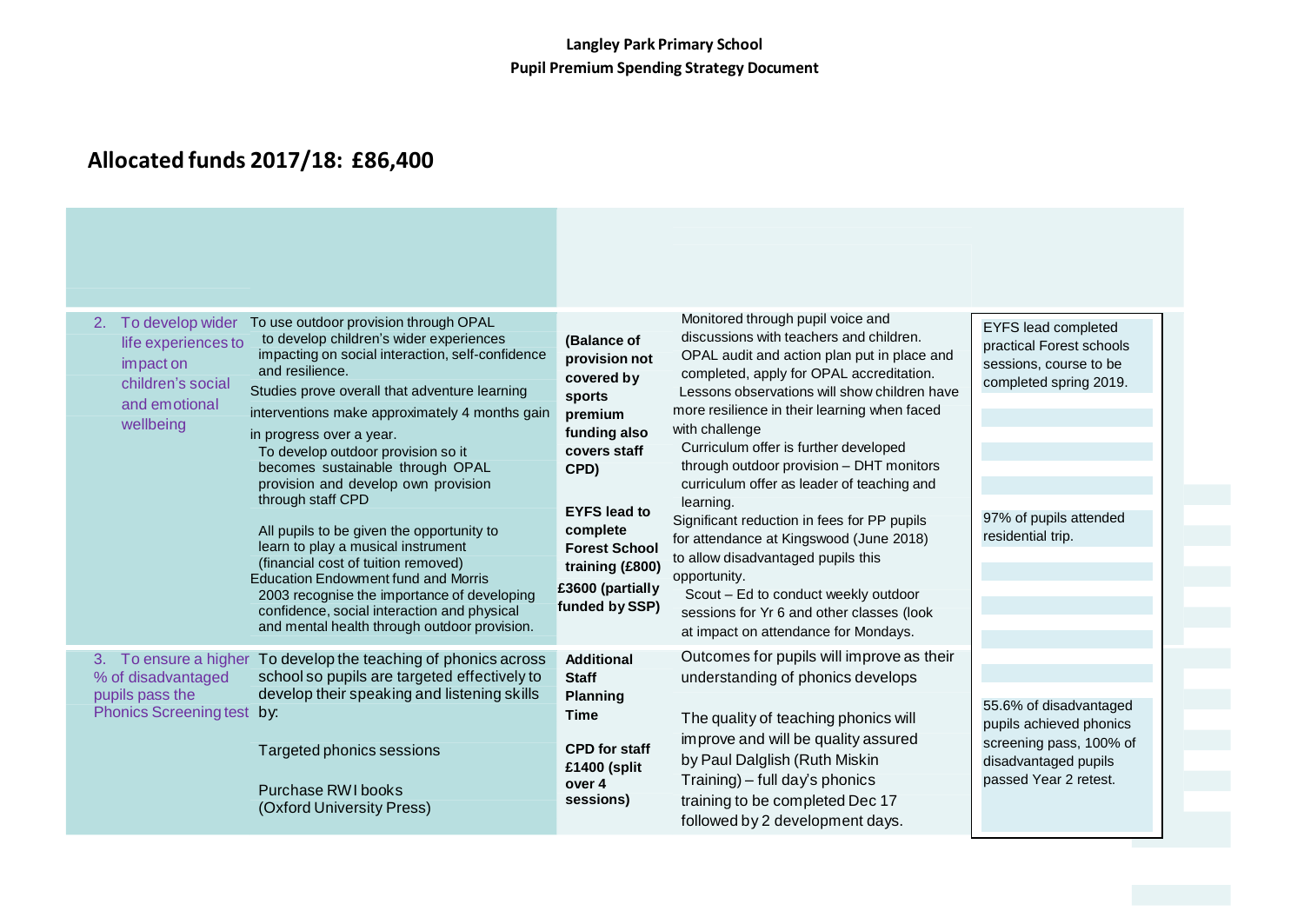**Langley Park Primary School**
**Pupil Premium Spending Strategy Document**

## Allocated funds 2017/18: £86,400

| | | | | |
|---|---|---|---|---|
| 2. To develop wider life experiences to impact on children's social and emotional wellbeing | To use outdoor provision through OPAL to develop children's wider experiences impacting on social interaction, self-confidence and resilience.<br>Studies prove overall that adventure learning interventions make approximately 4 months gain in progress over a year.<br>To develop outdoor provision so it becomes sustainable through OPAL provision and develop own provision through staff CPD<br><br>All pupils to be given the opportunity to learn to play a musical instrument (financial cost of tuition removed)<br>Education Endowment fund and Morris 2003 recognise the importance of developing confidence, social interaction and physical and mental health through outdoor provision. | **(Balance of provision not covered by sports premium funding also covers staff CPD)**<br><br>**EYFS lead to complete Forest School training (£800)**<br>**£3600 (partially funded by SSP)** | Monitored through pupil voice and discussions with teachers and children.<br>OPAL audit and action plan put in place and completed, apply for OPAL accreditation.<br>Lessons observations will show children have more resilience in their learning when faced with challenge<br>Curriculum offer is further developed through outdoor provision – DHT monitors curriculum offer as leader of teaching and learning.<br>Significant reduction in fees for PP pupils for attendance at Kingswood (June 2018) to allow disadvantaged pupils this opportunity.<br>Scout – Ed to conduct weekly outdoor sessions for Yr 6 and other classes (look at impact on attendance for Mondays. | EYFS lead completed practical Forest schools sessions, course to be completed spring 2019.<br><br>97% of pupils attended residential trip. |
| 3. To ensure a higher % of disadvantaged pupils pass the Phonics Screening test | To develop the teaching of phonics across school so pupils are targeted effectively to develop their speaking and listening skills by:<br><br>Targeted phonics sessions<br><br>Purchase RWI books (Oxford University Press) | **Additional Staff Planning Time**<br><br>**CPD for staff £1400 (split over 4 sessions)** | Outcomes for pupils will improve as their understanding of phonics develops<br><br>The quality of teaching phonics will improve and will be quality assured by Paul Dalglish (Ruth Miskin Training) – full day's phonics training to be completed Dec 17 followed by 2 development days. | 55.6% of disadvantaged pupils achieved phonics screening pass, 100% of disadvantaged pupils passed Year 2 retest. |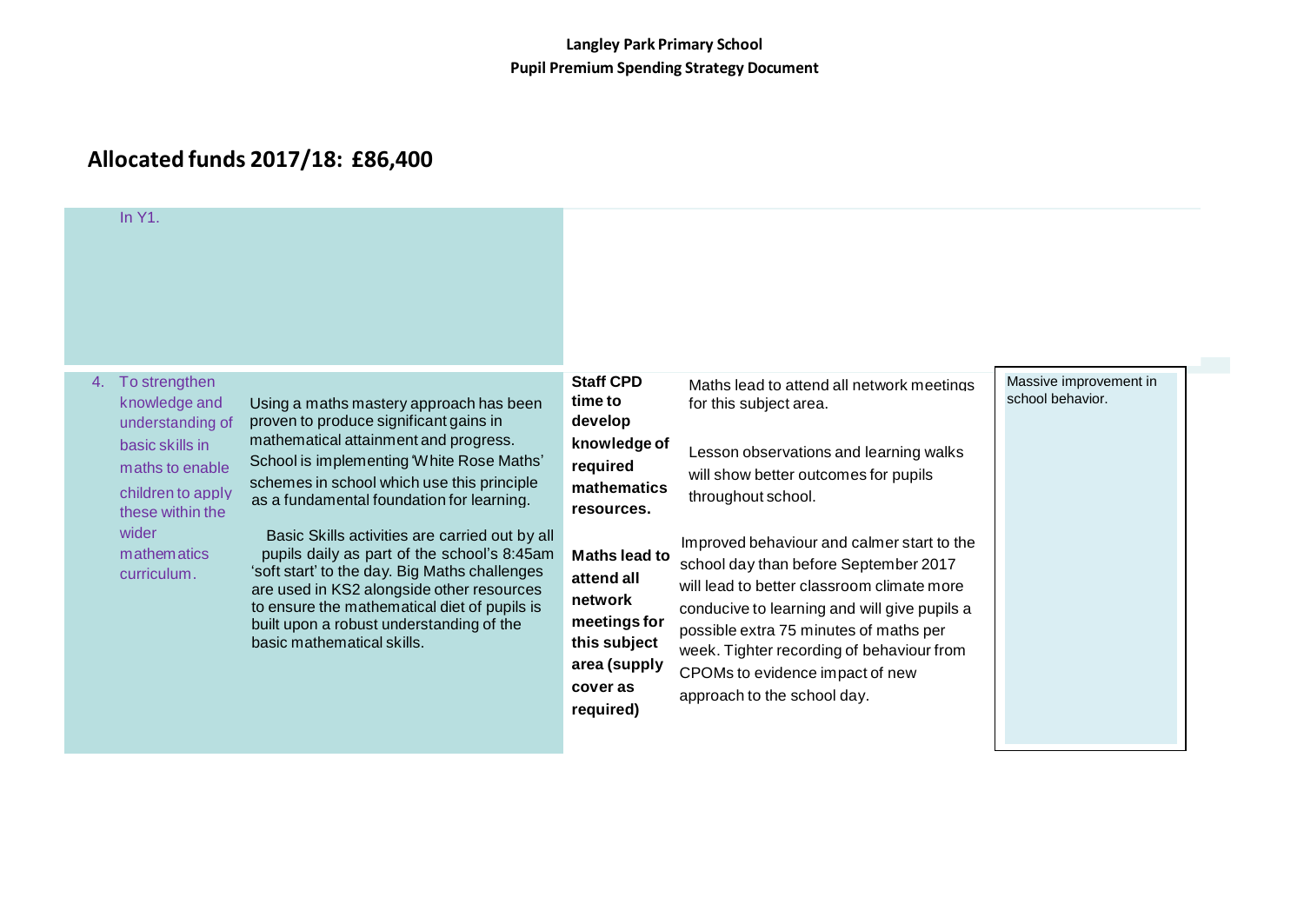**Langley Park Primary School**
**Pupil Premium Spending Strategy Document**

## Allocated funds 2017/18: £86,400

| | | | | |
|---|---|---|---|---|
| In Y1. | | | | |
| 4. To strengthen knowledge and understanding of basic skills in maths to enable children to apply these within the wider mathematics curriculum. | Using a maths mastery approach has been proven to produce significant gains in mathematical attainment and progress. School is implementing 'White Rose Maths' schemes in school which use this principle as a fundamental foundation for learning.<br><br>Basic Skills activities are carried out by all pupils daily as part of the school's 8:45am 'soft start' to the day. Big Maths challenges are used in KS2 alongside other resources to ensure the mathematical diet of pupils is built upon a robust understanding of the basic mathematical skills. | **Staff CPD time to develop knowledge of required mathematics resources.**<br><br>**Maths lead to attend all network meetings for this subject area (supply cover as required)** | Maths lead to attend all network meetings for this subject area.<br><br>Lesson observations and learning walks will show better outcomes for pupils throughout school.<br><br>Improved behaviour and calmer start to the school day than before September 2017 will lead to better classroom climate more conducive to learning and will give pupils a possible extra 75 minutes of maths per week. Tighter recording of behaviour from CPOMs to evidence impact of new approach to the school day. | Massive improvement in school behavior. |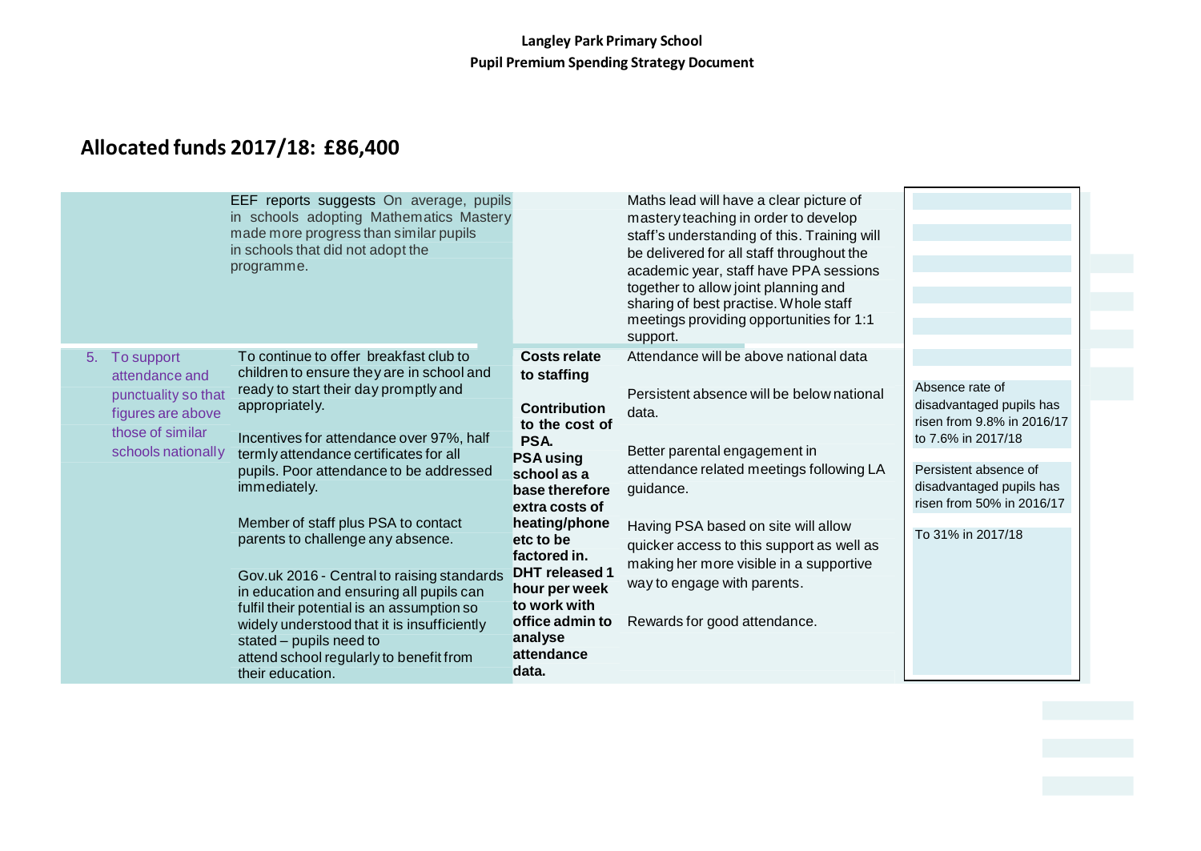## Allocated funds 2017/18: £86,400

| | | | | |
|---|---|---|---|---|
| | EEF reports suggests On average, pupils in schools adopting Mathematics Mastery made more progress than similar pupils in schools that did not adopt the programme. | | Maths lead will have a clear picture of mastery teaching in order to develop staff's understanding of this. Training will be delivered for all staff throughout the academic year, staff have PPA sessions together to allow joint planning and sharing of best practise. Whole staff meetings providing opportunities for 1:1 support. | |
| 5. To support attendance and punctuality so that figures are above those of similar schools nationally | To continue to offer breakfast club to children to ensure they are in school and ready to start their day promptly and appropriately.<br><br>Incentives for attendance over 97%, half termly attendance certificates for all pupils. Poor attendance to be addressed immediately.<br><br>Member of staff plus PSA to contact parents to challenge any absence.<br><br>Gov.uk 2016 - Central to raising standards in education and ensuring all pupils can fulfil their potential is an assumption so widely understood that it is insufficiently stated – pupils need to attend school regularly to benefit from their education. | **Costs relate to staffing**<br><br>**Contribution to the cost of PSA.**<br>**PSA using school as a base therefore extra costs of heating/phone etc to be factored in.**<br>**DHT released 1 hour per week to work with office admin to analyse attendance data.** | Attendance will be above national data<br><br>Persistent absence will be below national data.<br><br>Better parental engagement in attendance related meetings following LA guidance.<br><br>Having PSA based on site will allow quicker access to this support as well as making her more visible in a supportive way to engage with parents.<br><br>Rewards for good attendance. | Absence rate of disadvantaged pupils has risen from 9.8% in 2016/17 to 7.6% in 2017/18<br><br>Persistent absence of disadvantaged pupils has risen from 50% in 2016/17<br><br>To 31% in 2017/18 |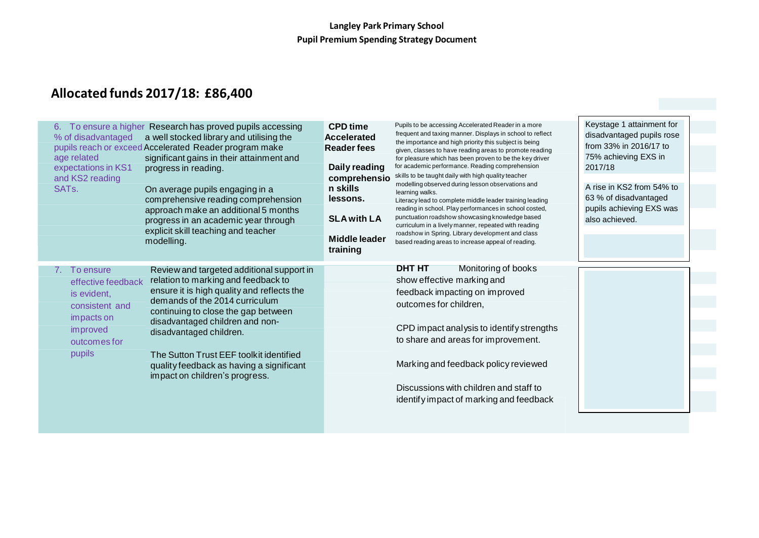**Langley Park Primary School**
**Pupil Premium Spending Strategy Document**

## Allocated funds 2017/18: £86,400

| | | | | |
|---|---|---|---|---|
| 6. To ensure a higher % of disadvantaged pupils reach or exceed age related expectations in KS1 and KS2 reading SATs. | Research has proved pupils accessing a well stocked library and utilising the Accelerated Reader program make significant gains in their attainment and progress in reading.<br><br>On average pupils engaging in a comprehensive reading comprehension approach make an additional 5 months progress in an academic year through explicit skill teaching and teacher modelling. | **CPD time**<br>**Accelerated Reader fees**<br><br>**Daily reading comprehension skills lessons.**<br><br>**SLA with LA**<br><br>**Middle leader training** | Pupils to be accessing Accelerated Reader in a more frequent and taxing manner. Displays in school to reflect the importance and high priority this subject is being given, classes to have reading areas to promote reading for pleasure which has been proven to be the key driver for academic performance. Reading comprehension skills to be taught daily with high quality teacher modelling observed during lesson observations and learning walks.<br>Literacy lead to complete middle leader training leading reading in school. Play performances in school costed, punctuation roadshow showcasing knowledge based curriculum in a lively manner, repeated with reading roadshow in Spring. Library development and class based reading areas to increase appeal of reading. | Keystage 1 attainment for disadvantaged pupils rose from 33% in 2016/17 to 75% achieving EXS in 2017/18<br><br>A rise in KS2 from 54% to 63 % of disadvantaged pupils achieving EXS was also achieved. |
| 7. To ensure effective feedback is evident, consistent and impacts on improved outcomes for pupils | Review and targeted additional support in relation to marking and feedback to ensure it is high quality and reflects the demands of the 2014 curriculum continuing to close the gap between disadvantaged children and non-disadvantaged children.<br><br>The Sutton Trust EEF toolkit identified quality feedback as having a significant impact on children's progress. | | **DHT HT** Monitoring of books show effective marking and feedback impacting on improved outcomes for children,<br><br>CPD impact analysis to identify strengths to share and areas for improvement.<br><br>Marking and feedback policy reviewed<br><br>Discussions with children and staff to identify impact of marking and feedback | |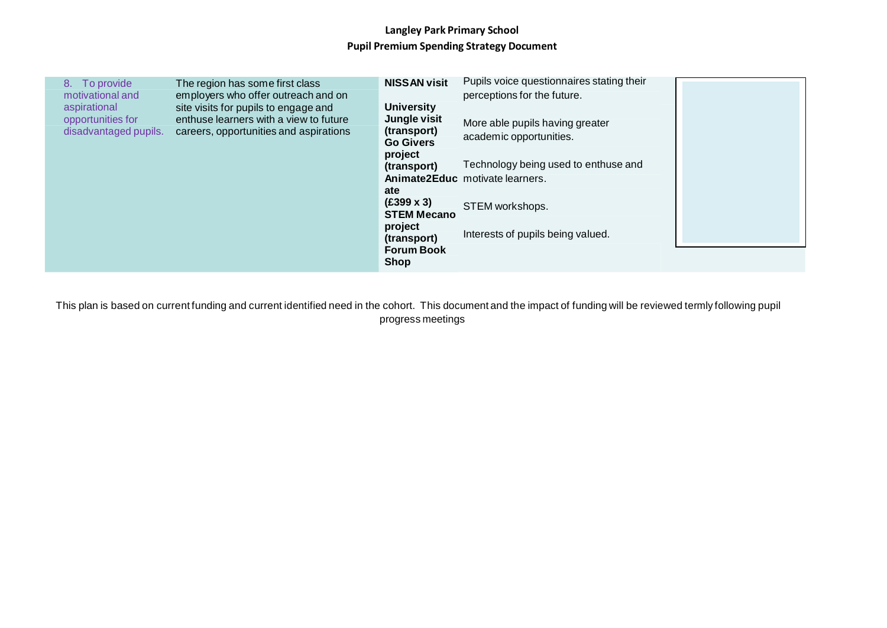**Langley Park Primary School**

**Pupil Premium Spending Strategy Document**

| | | | | |
|---|---|---|---|---|
| 8. To provide motivational and aspirational opportunities for disadvantaged pupils. | The region has some first class employers who offer outreach and on site visits for pupils to engage and enthuse learners with a view to future careers, opportunities and aspirations | **NISSAN visit**<br><br>**University Jungle visit (transport)**<br>**Go Givers project (transport)**<br>**Animate2Educate (£399 x 3)**<br>**STEM Mecano project (transport)**<br>**Forum Book Shop** | Pupils voice questionnaires stating their perceptions for the future.<br><br>More able pupils having greater academic opportunities.<br><br>Technology being used to enthuse and motivate learners.<br><br>STEM workshops.<br><br>Interests of pupils being valued. | |

This plan is based on current funding and current identified need in the cohort. This document and the impact of funding will be reviewed termly following pupil progress meetings